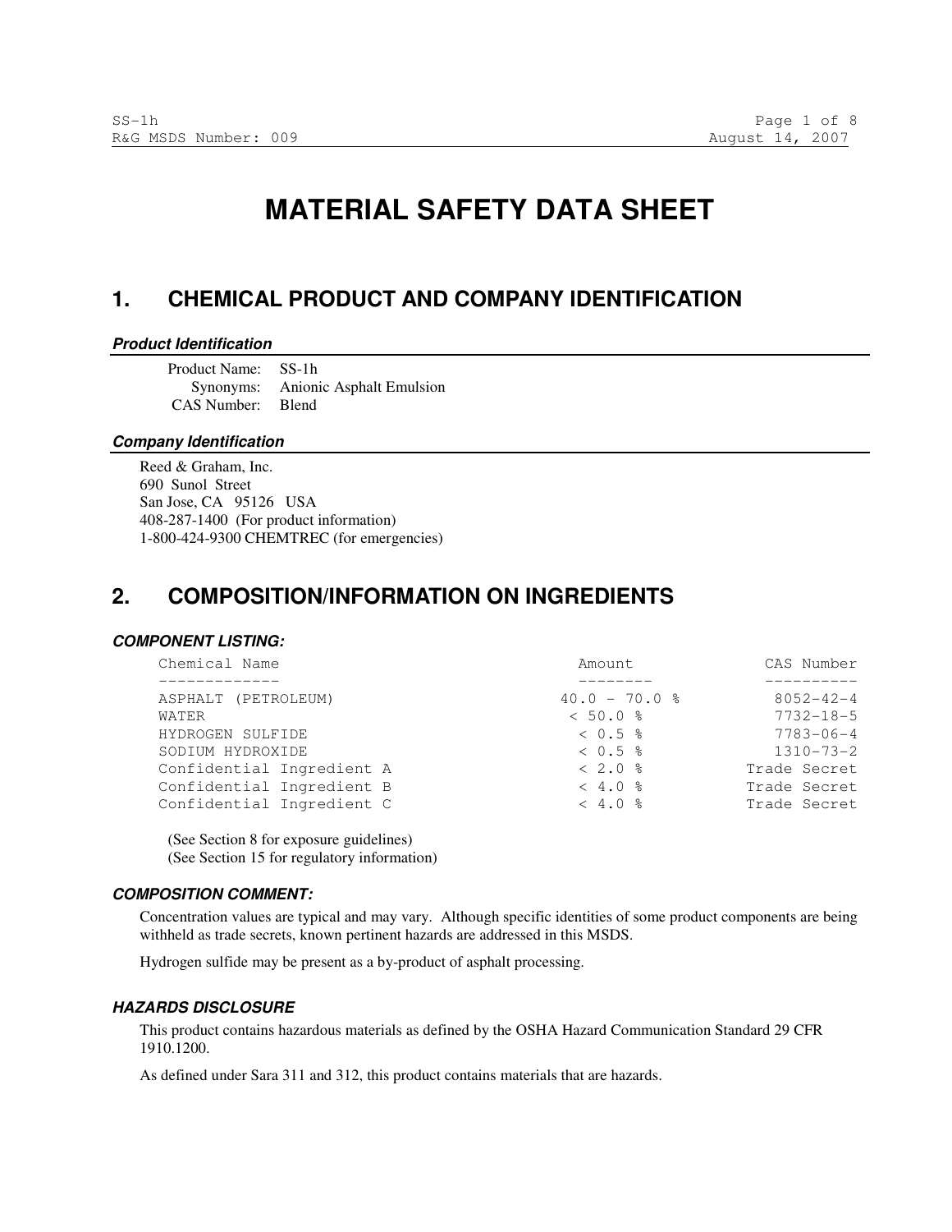# MATERIAL SAFETY DATA SHEET

## 1. CHEMICAL PRODUCT AND COMPANY IDENTIFICATION

### *Product Identification*

Product Name: SS-1h
Synonyms: Anionic Asphalt Emulsion
CAS Number: Blend

### *Company Identification*

Reed & Graham, Inc.
690 Sunol Street
San Jose, CA 95126 USA
408-287-1400 (For product information)
1-800-424-9300 CHEMTREC (for emergencies)

## 2. COMPOSITION/INFORMATION ON INGREDIENTS

### *COMPONENT LISTING:*

| Chemical Name | Amount | CAS Number |
|---|---|---|
| ASPHALT (PETROLEUM) | 40.0 - 70.0 % | 8052-42-4 |
| WATER | < 50.0 % | 7732-18-5 |
| HYDROGEN SULFIDE | < 0.5 % | 7783-06-4 |
| SODIUM HYDROXIDE | < 0.5 % | 1310-73-2 |
| Confidential Ingredient A | < 2.0 % | Trade Secret |
| Confidential Ingredient B | < 4.0 % | Trade Secret |
| Confidential Ingredient C | < 4.0 % | Trade Secret |

(See Section 8 for exposure guidelines)
(See Section 15 for regulatory information)

### *COMPOSITION COMMENT:*

Concentration values are typical and may vary. Although specific identities of some product components are being withheld as trade secrets, known pertinent hazards are addressed in this MSDS.

Hydrogen sulfide may be present as a by-product of asphalt processing.

### *HAZARDS DISCLOSURE*

This product contains hazardous materials as defined by the OSHA Hazard Communication Standard 29 CFR 1910.1200.

As defined under Sara 311 and 312, this product contains materials that are hazards.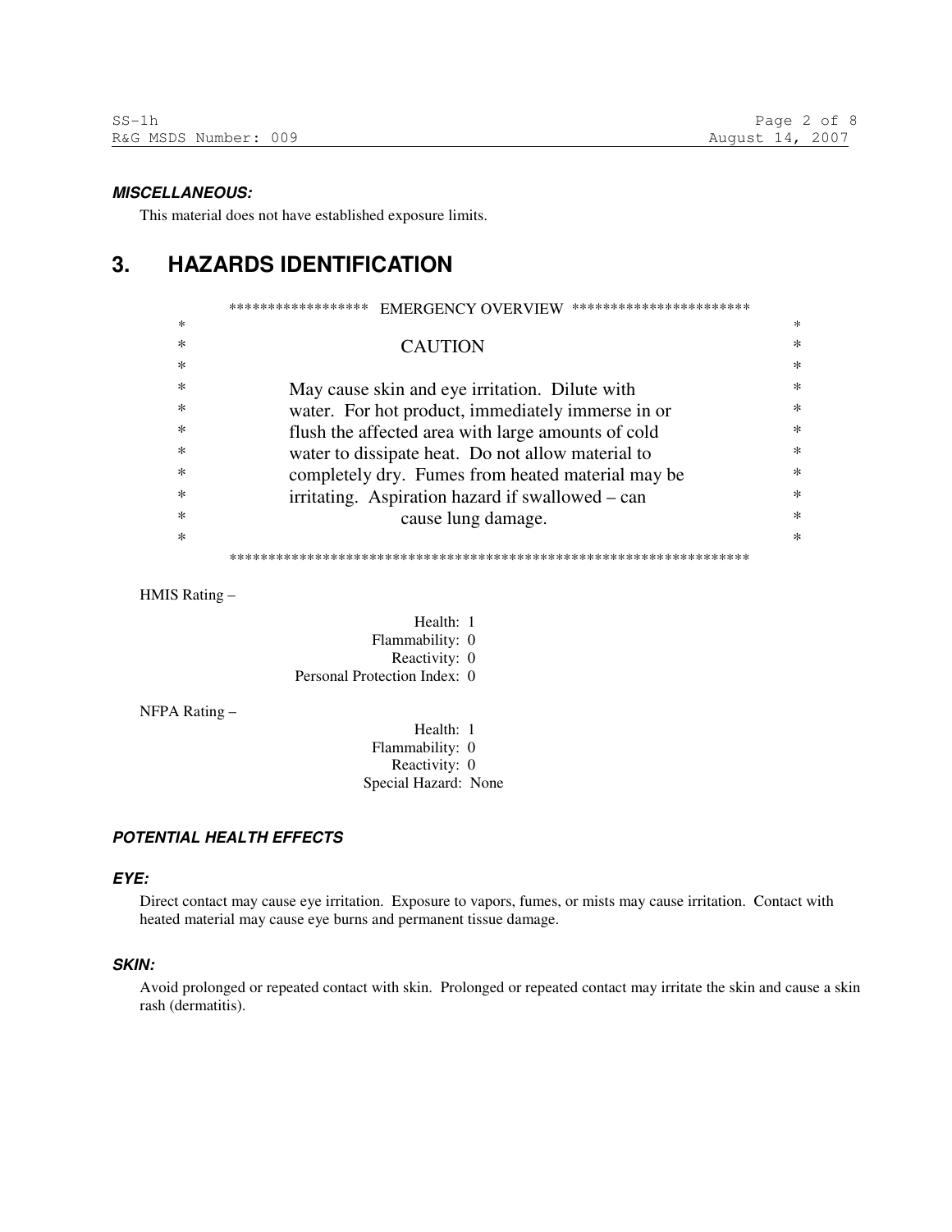**_MISCELLANEOUS:_**

This material does not have established exposure limits.

# 3. HAZARDS IDENTIFICATION

****************** EMERGENCY OVERVIEW ***********************

**CAUTION**

May cause skin and eye irritation. Dilute with water. For hot product, immediately immerse in or flush the affected area with large amounts of cold water to dissipate heat. Do not allow material to completely dry. Fumes from heated material may be irritating. Aspiration hazard if swallowed – can cause lung damage.

*********************************************************************

HMIS Rating –

Health: 1
Flammability: 0
Reactivity: 0
Personal Protection Index: 0

NFPA Rating –

Health: 1
Flammability: 0
Reactivity: 0
Special Hazard: None

**_POTENTIAL HEALTH EFFECTS_**

**_EYE:_**

Direct contact may cause eye irritation. Exposure to vapors, fumes, or mists may cause irritation. Contact with heated material may cause eye burns and permanent tissue damage.

**_SKIN:_**

Avoid prolonged or repeated contact with skin. Prolonged or repeated contact may irritate the skin and cause a skin rash (dermatitis).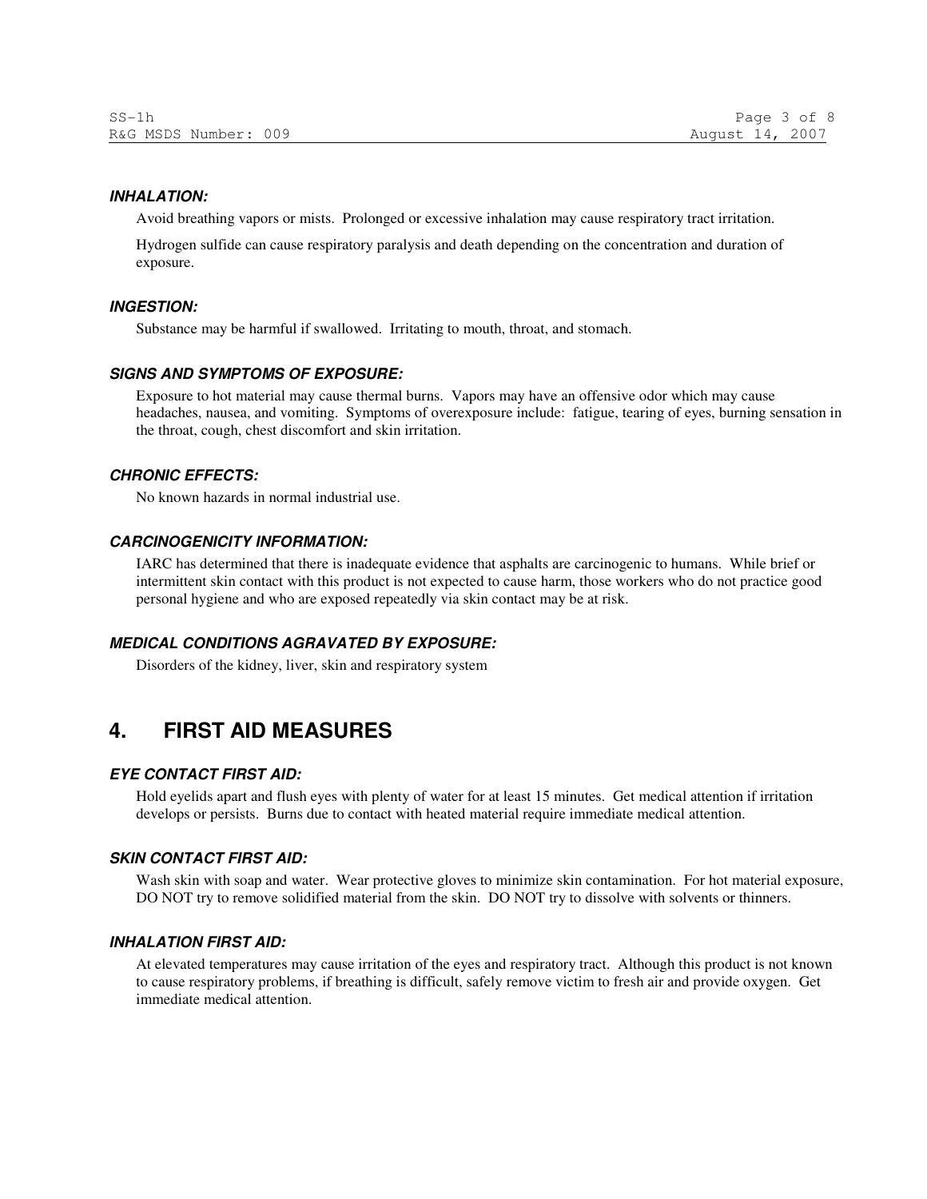### *INHALATION:*

Avoid breathing vapors or mists. Prolonged or excessive inhalation may cause respiratory tract irritation.

Hydrogen sulfide can cause respiratory paralysis and death depending on the concentration and duration of exposure.

### *INGESTION:*

Substance may be harmful if swallowed. Irritating to mouth, throat, and stomach.

### *SIGNS AND SYMPTOMS OF EXPOSURE:*

Exposure to hot material may cause thermal burns. Vapors may have an offensive odor which may cause headaches, nausea, and vomiting. Symptoms of overexposure include: fatigue, tearing of eyes, burning sensation in the throat, cough, chest discomfort and skin irritation.

### *CHRONIC EFFECTS:*

No known hazards in normal industrial use.

### *CARCINOGENICITY INFORMATION:*

IARC has determined that there is inadequate evidence that asphalts are carcinogenic to humans. While brief or intermittent skin contact with this product is not expected to cause harm, those workers who do not practice good personal hygiene and who are exposed repeatedly via skin contact may be at risk.

### *MEDICAL CONDITIONS AGRAVATED BY EXPOSURE:*

Disorders of the kidney, liver, skin and respiratory system

## 4. FIRST AID MEASURES

### *EYE CONTACT FIRST AID:*

Hold eyelids apart and flush eyes with plenty of water for at least 15 minutes. Get medical attention if irritation develops or persists. Burns due to contact with heated material require immediate medical attention.

### *SKIN CONTACT FIRST AID:*

Wash skin with soap and water. Wear protective gloves to minimize skin contamination. For hot material exposure, DO NOT try to remove solidified material from the skin. DO NOT try to dissolve with solvents or thinners.

### *INHALATION FIRST AID:*

At elevated temperatures may cause irritation of the eyes and respiratory tract. Although this product is not known to cause respiratory problems, if breathing is difficult, safely remove victim to fresh air and provide oxygen. Get immediate medical attention.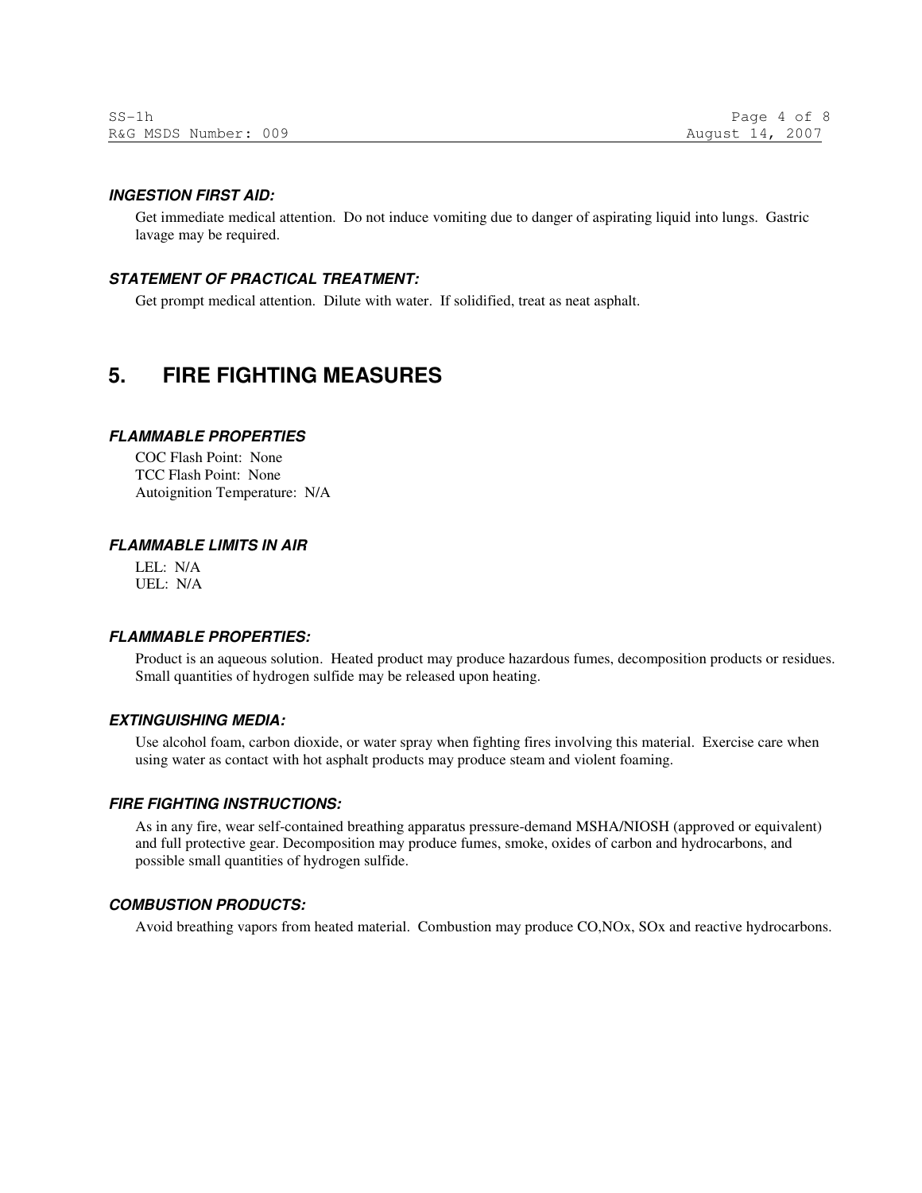### *INGESTION FIRST AID:*

Get immediate medical attention. Do not induce vomiting due to danger of aspirating liquid into lungs. Gastric lavage may be required.

### *STATEMENT OF PRACTICAL TREATMENT:*

Get prompt medical attention. Dilute with water. If solidified, treat as neat asphalt.

## 5. FIRE FIGHTING MEASURES

### *FLAMMABLE PROPERTIES*

COC Flash Point: None
TCC Flash Point: None
Autoignition Temperature: N/A

### *FLAMMABLE LIMITS IN AIR*

LEL: N/A
UEL: N/A

### *FLAMMABLE PROPERTIES:*

Product is an aqueous solution. Heated product may produce hazardous fumes, decomposition products or residues. Small quantities of hydrogen sulfide may be released upon heating.

### *EXTINGUISHING MEDIA:*

Use alcohol foam, carbon dioxide, or water spray when fighting fires involving this material. Exercise care when using water as contact with hot asphalt products may produce steam and violent foaming.

### *FIRE FIGHTING INSTRUCTIONS:*

As in any fire, wear self-contained breathing apparatus pressure-demand MSHA/NIOSH (approved or equivalent) and full protective gear. Decomposition may produce fumes, smoke, oxides of carbon and hydrocarbons, and possible small quantities of hydrogen sulfide.

### *COMBUSTION PRODUCTS:*

Avoid breathing vapors from heated material. Combustion may produce CO,$NO_x$, $SO_x$ and reactive hydrocarbons.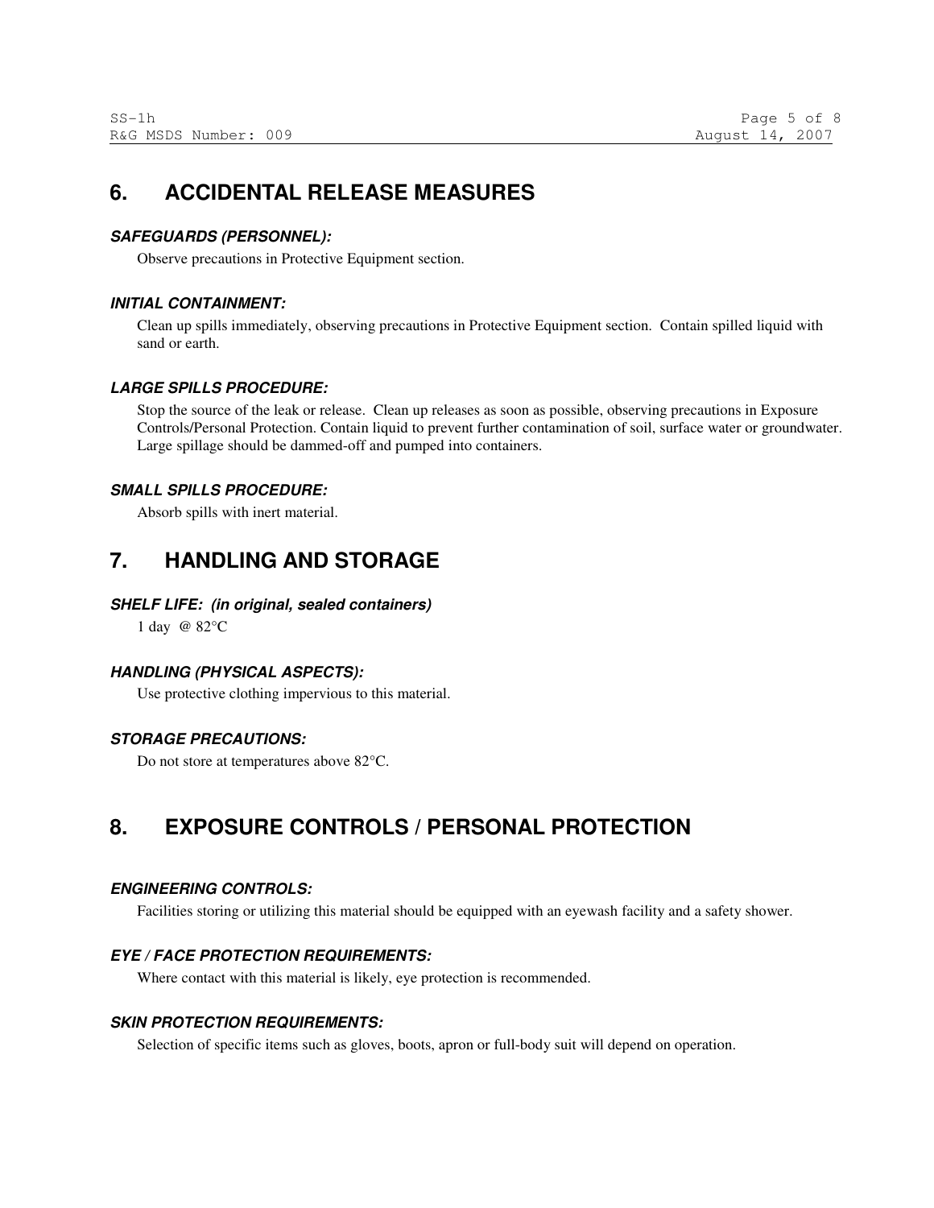## 6. ACCIDENTAL RELEASE MEASURES

#### *SAFEGUARDS (PERSONNEL):*

Observe precautions in Protective Equipment section.

#### *INITIAL CONTAINMENT:*

Clean up spills immediately, observing precautions in Protective Equipment section. Contain spilled liquid with sand or earth.

#### *LARGE SPILLS PROCEDURE:*

Stop the source of the leak or release. Clean up releases as soon as possible, observing precautions in Exposure Controls/Personal Protection. Contain liquid to prevent further contamination of soil, surface water or groundwater. Large spillage should be dammed-off and pumped into containers.

#### *SMALL SPILLS PROCEDURE:*

Absorb spills with inert material.

## 7. HANDLING AND STORAGE

#### *SHELF LIFE: (in original, sealed containers)*

1 day @ 82°C

#### *HANDLING (PHYSICAL ASPECTS):*

Use protective clothing impervious to this material.

#### *STORAGE PRECAUTIONS:*

Do not store at temperatures above 82°C.

## 8. EXPOSURE CONTROLS / PERSONAL PROTECTION

#### *ENGINEERING CONTROLS:*

Facilities storing or utilizing this material should be equipped with an eyewash facility and a safety shower.

#### *EYE / FACE PROTECTION REQUIREMENTS:*

Where contact with this material is likely, eye protection is recommended.

#### *SKIN PROTECTION REQUIREMENTS:*

Selection of specific items such as gloves, boots, apron or full-body suit will depend on operation.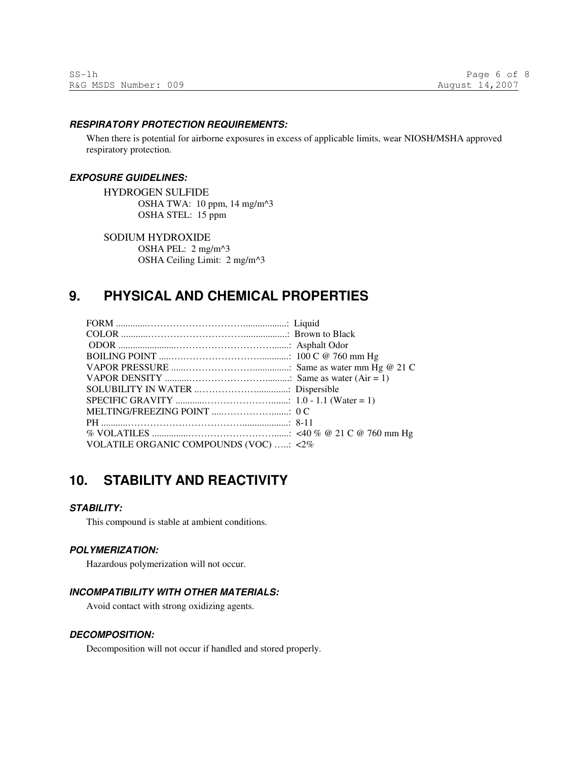#### *RESPIRATORY PROTECTION REQUIREMENTS:*

When there is potential for airborne exposures in excess of applicable limits, wear NIOSH/MSHA approved respiratory protection.

#### *EXPOSURE GUIDELINES:*

HYDROGEN SULFIDE
- OSHA TWA: 10 ppm, 14 mg/m^3
- OSHA STEL: 15 ppm

SODIUM HYDROXIDE
- OSHA PEL: 2 mg/m^3
- OSHA Ceiling Limit: 2 mg/m^3

## 9. PHYSICAL AND CHEMICAL PROPERTIES

FORM ..............................: Liquid
COLOR ..............................: Brown to Black
ODOR ..............................: Asphalt Odor
BOILING POINT ..............................: 100 C @ 760 mm Hg
VAPOR PRESSURE ..............................: Same as water mm Hg @ 21 C
VAPOR DENSITY ..............................: Same as water (Air = 1)
SOLUBILITY IN WATER ..............................: Dispersible
SPECIFIC GRAVITY ..............................: 1.0 - 1.1 (Water = 1)
MELTING/FREEZING POINT ..............................: 0 C
PH ..............................: 8-11
% VOLATILES ..............................: <40 % @ 21 C @ 760 mm Hg
VOLATILE ORGANIC COMPOUNDS (VOC) .....: <2%

## 10. STABILITY AND REACTIVITY

#### *STABILITY:*

This compound is stable at ambient conditions.

#### *POLYMERIZATION:*

Hazardous polymerization will not occur.

#### *INCOMPATIBILITY WITH OTHER MATERIALS:*

Avoid contact with strong oxidizing agents.

#### *DECOMPOSITION:*

Decomposition will not occur if handled and stored properly.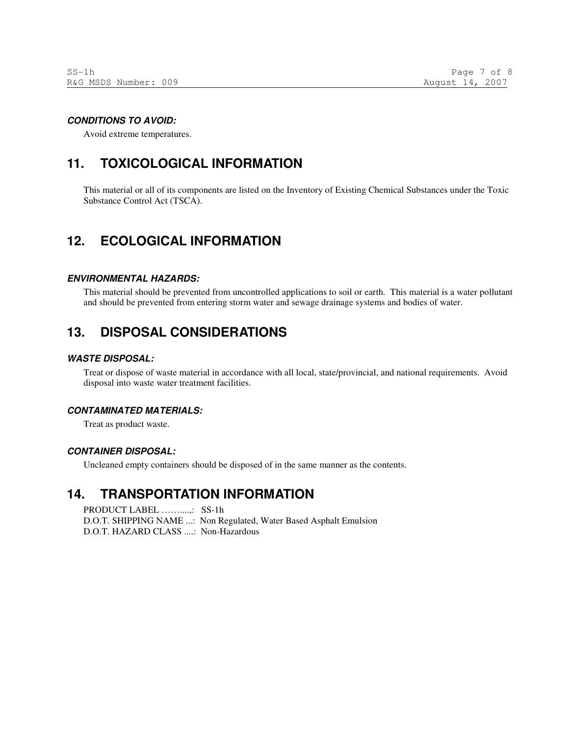***CONDITIONS TO AVOID:***

Avoid extreme temperatures.

## 11. TOXICOLOGICAL INFORMATION

This material or all of its components are listed on the Inventory of Existing Chemical Substances under the Toxic Substance Control Act (TSCA).

## 12. ECOLOGICAL INFORMATION

***ENVIRONMENTAL HAZARDS:***

This material should be prevented from uncontrolled applications to soil or earth. This material is a water pollutant and should be prevented from entering storm water and sewage drainage systems and bodies of water.

## 13. DISPOSAL CONSIDERATIONS

***WASTE DISPOSAL:***

Treat or dispose of waste material in accordance with all local, state/provincial, and national requirements. Avoid disposal into waste water treatment facilities.

***CONTAMINATED MATERIALS:***

Treat as product waste.

***CONTAINER DISPOSAL:***

Uncleaned empty containers should be disposed of in the same manner as the contents.

## 14. TRANSPORTATION INFORMATION

PRODUCT LABEL ……....,: SS-1h
D.O.T. SHIPPING NAME ...: Non Regulated, Water Based Asphalt Emulsion
D.O.T. HAZARD CLASS ....: Non-Hazardous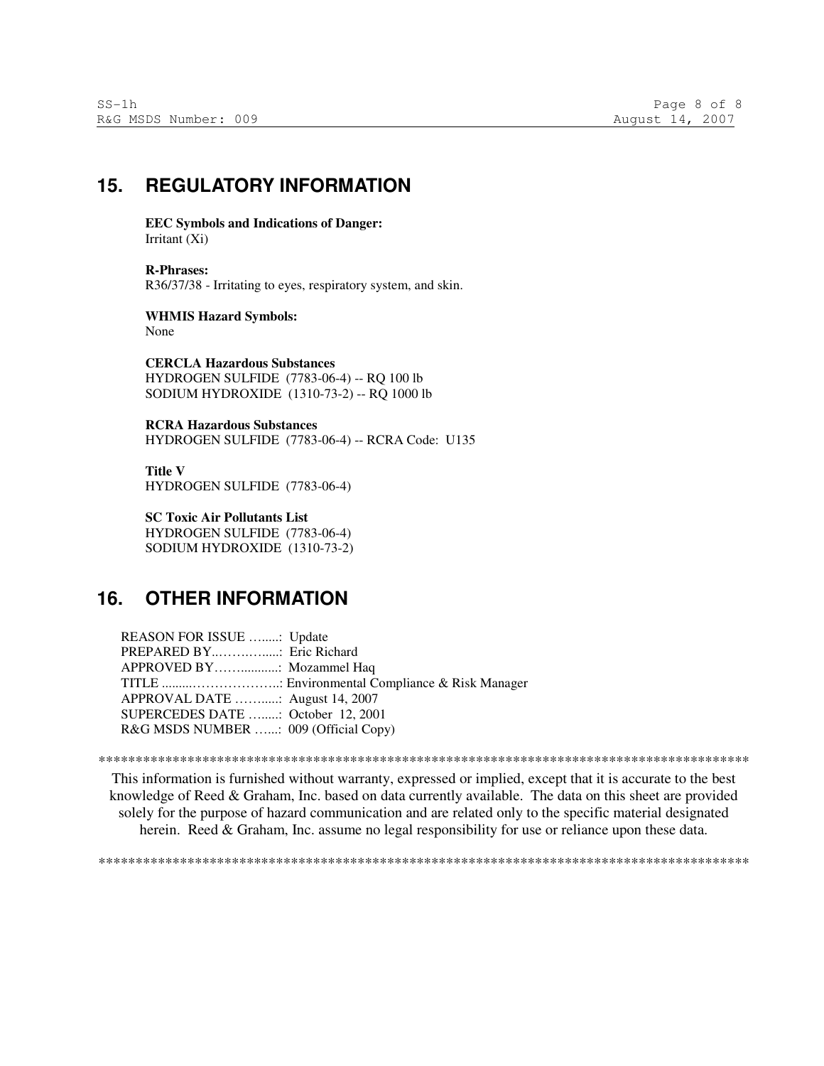## 15. REGULATORY INFORMATION

**EEC Symbols and Indications of Danger:**
Irritant (Xi)

**R-Phrases:**
R36/37/38 - Irritating to eyes, respiratory system, and skin.

**WHMIS Hazard Symbols:**
None

**CERCLA Hazardous Substances**
HYDROGEN SULFIDE (7783-06-4) -- RQ 100 lb
SODIUM HYDROXIDE (1310-73-2) -- RQ 1000 lb

**RCRA Hazardous Substances**
HYDROGEN SULFIDE (7783-06-4) -- RCRA Code: U135

**Title V**
HYDROGEN SULFIDE (7783-06-4)

**SC Toxic Air Pollutants List**
HYDROGEN SULFIDE (7783-06-4)
SODIUM HYDROXIDE (1310-73-2)

## 16. OTHER INFORMATION

REASON FOR ISSUE ….....: Update
PREPARED BY...……….....: Eric Richard
APPROVED BY……..........: Mozammel Haq
TITLE .........………………..: Environmental Compliance & Risk Manager
APPROVAL DATE ……....: August 14, 2007
SUPERCEDES DATE …....: October 12, 2001
R&G MSDS NUMBER …...: 009 (Official Copy)

*******************************************************************************************

This information is furnished without warranty, expressed or implied, except that it is accurate to the best knowledge of Reed & Graham, Inc. based on data currently available. The data on this sheet are provided solely for the purpose of hazard communication and are related only to the specific material designated herein. Reed & Graham, Inc. assume no legal responsibility for use or reliance upon these data.

*******************************************************************************************